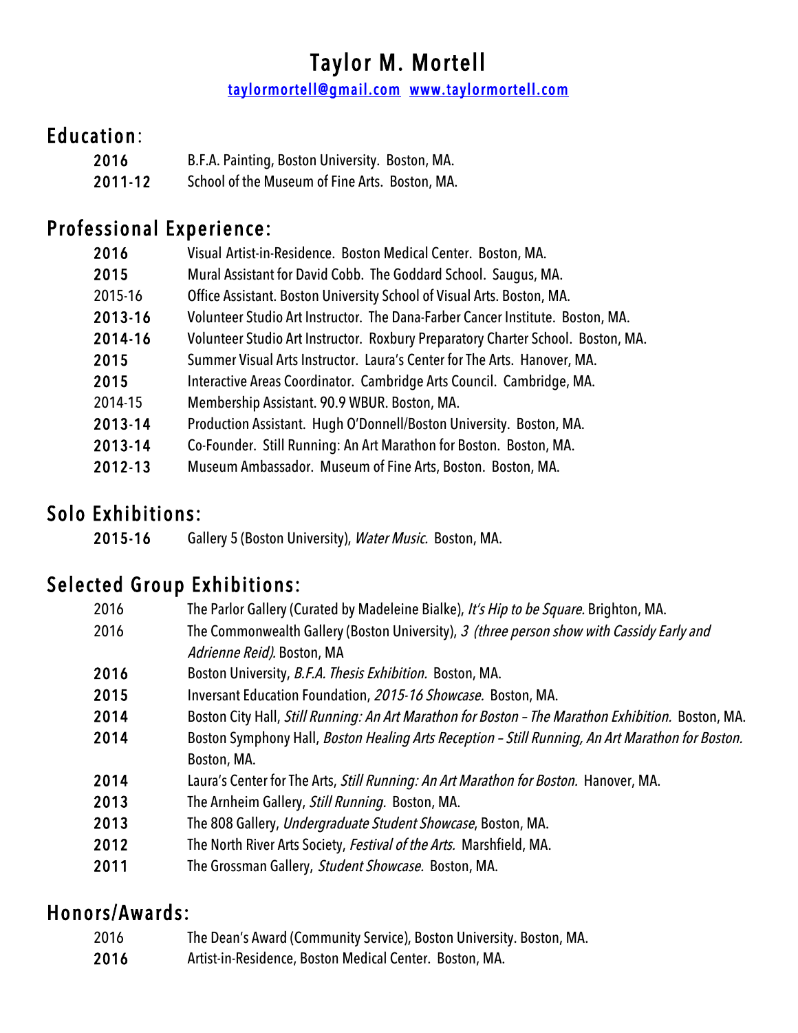# Taylor M. Mortell

taylormortell@gmail.com www.taylormortell.com

## Education:

2016 B.F.A. Painting, Boston University. Boston, MA.
2011-12 School of the Museum of Fine Arts. Boston, MA.

## Professional Experience:

2016 Visual Artist-in-Residence. Boston Medical Center. Boston, MA.
2015 Mural Assistant for David Cobb. The Goddard School. Saugus, MA.
2015-16 Office Assistant. Boston University School of Visual Arts. Boston, MA.
2013-16 Volunteer Studio Art Instructor. The Dana-Farber Cancer Institute. Boston, MA.
2014-16 Volunteer Studio Art Instructor. Roxbury Preparatory Charter School. Boston, MA.
2015 Summer Visual Arts Instructor. Laura's Center for The Arts. Hanover, MA.
2015 Interactive Areas Coordinator. Cambridge Arts Council. Cambridge, MA.
2014-15 Membership Assistant. 90.9 WBUR. Boston, MA.
2013-14 Production Assistant. Hugh O'Donnell/Boston University. Boston, MA.
2013-14 Co-Founder. Still Running: An Art Marathon for Boston. Boston, MA.
2012-13 Museum Ambassador. Museum of Fine Arts, Boston. Boston, MA.

## Solo Exhibitions:

2015-16 Gallery 5 (Boston University), *Water Music.* Boston, MA.

## Selected Group Exhibitions:

2016 The Parlor Gallery (Curated by Madeleine Bialke), *It's Hip to be Square.* Brighton, MA.
2016 The Commonwealth Gallery (Boston University), *3 (three person show with Cassidy Early and Adrienne Reid).* Boston, MA
2016 Boston University, *B.F.A. Thesis Exhibition.* Boston, MA.
2015 Inversant Education Foundation, *2015-16 Showcase.* Boston, MA.
2014 Boston City Hall, *Still Running: An Art Marathon for Boston – The Marathon Exhibition.* Boston, MA.
2014 Boston Symphony Hall, *Boston Healing Arts Reception – Still Running, An Art Marathon for Boston.* Boston, MA.
2014 Laura's Center for The Arts, *Still Running: An Art Marathon for Boston.* Hanover, MA.
2013 The Arnheim Gallery, *Still Running.* Boston, MA.
2013 The 808 Gallery, *Undergraduate Student Showcase*, Boston, MA.
2012 The North River Arts Society, *Festival of the Arts.* Marshfield, MA.
2011 The Grossman Gallery, *Student Showcase.* Boston, MA.

## Honors/Awards:

2016 The Dean's Award (Community Service), Boston University. Boston, MA.
2016 Artist-in-Residence, Boston Medical Center. Boston, MA.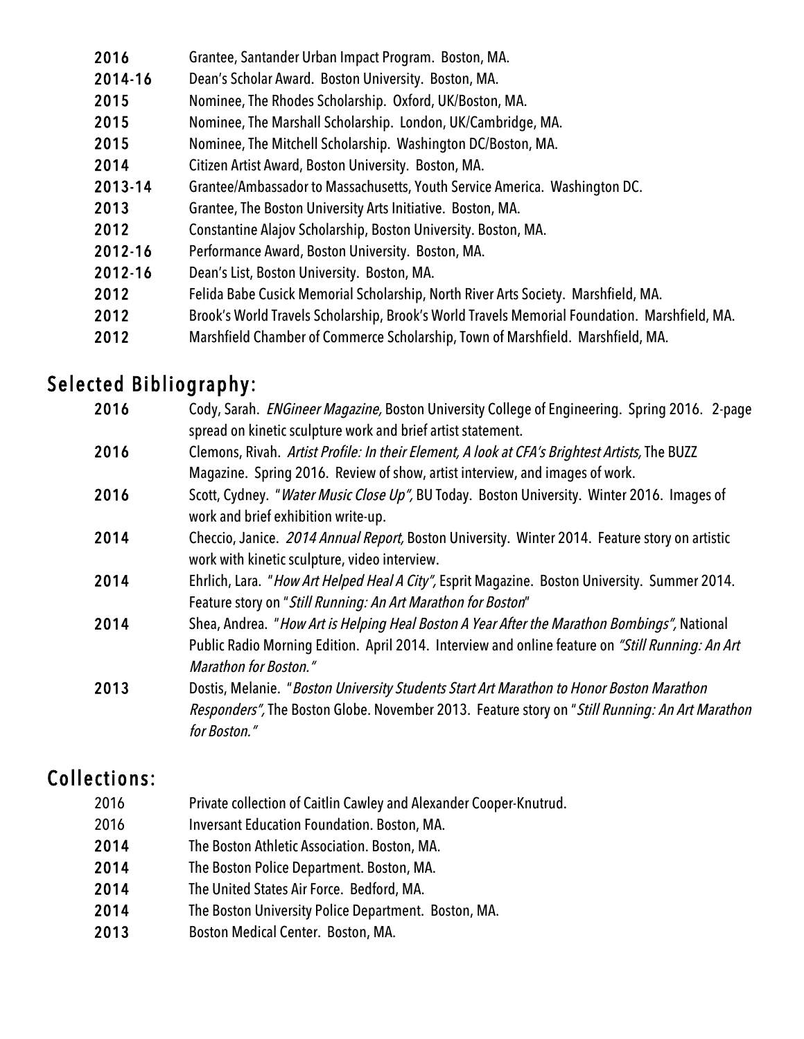2016 Grantee, Santander Urban Impact Program. Boston, MA.
2014-16 Dean's Scholar Award. Boston University. Boston, MA.
2015 Nominee, The Rhodes Scholarship. Oxford, UK/Boston, MA.
2015 Nominee, The Marshall Scholarship. London, UK/Cambridge, MA.
2015 Nominee, The Mitchell Scholarship. Washington DC/Boston, MA.
2014 Citizen Artist Award, Boston University. Boston, MA.
2013-14 Grantee/Ambassador to Massachusetts, Youth Service America. Washington DC.
2013 Grantee, The Boston University Arts Initiative. Boston, MA.
2012 Constantine Alajov Scholarship, Boston University. Boston, MA.
2012-16 Performance Award, Boston University. Boston, MA.
2012-16 Dean's List, Boston University. Boston, MA.
2012 Felida Babe Cusick Memorial Scholarship, North River Arts Society. Marshfield, MA.
2012 Brook's World Travels Scholarship, Brook's World Travels Memorial Foundation. Marshfield, MA.
2012 Marshfield Chamber of Commerce Scholarship, Town of Marshfield. Marshfield, MA.

## Selected Bibliography:

2016 Cody, Sarah. *ENGineer Magazine,* Boston University College of Engineering. Spring 2016. 2-page spread on kinetic sculpture work and brief artist statement.

2016 Clemons, Rivah. *Artist Profile: In their Element, A look at CFA's Brightest Artists,* The BUZZ Magazine. Spring 2016. Review of show, artist interview, and images of work.

2016 Scott, Cydney. "*Water Music Close Up",* BU Today. Boston University. Winter 2016. Images of work and brief exhibition write-up.

2014 Checcio, Janice. *2014 Annual Report,* Boston University. Winter 2014. Feature story on artistic work with kinetic sculpture, video interview.

2014 Ehrlich, Lara. "*How Art Helped Heal A City",* Esprit Magazine. Boston University. Summer 2014. Feature story on "*Still Running: An Art Marathon for Boston*"

2014 Shea, Andrea. "*How Art is Helping Heal Boston A Year After the Marathon Bombings",* National Public Radio Morning Edition. April 2014. Interview and online feature on *"Still Running: An Art Marathon for Boston."*

2013 Dostis, Melanie. "*Boston University Students Start Art Marathon to Honor Boston Marathon Responders",* The Boston Globe. November 2013. Feature story on "*Still Running: An Art Marathon for Boston."*

## Collections:

2016 Private collection of Caitlin Cawley and Alexander Cooper-Knutrud.
2016 Inversant Education Foundation. Boston, MA.
2014 The Boston Athletic Association. Boston, MA.
2014 The Boston Police Department. Boston, MA.
2014 The United States Air Force. Bedford, MA.
2014 The Boston University Police Department. Boston, MA.
2013 Boston Medical Center. Boston, MA.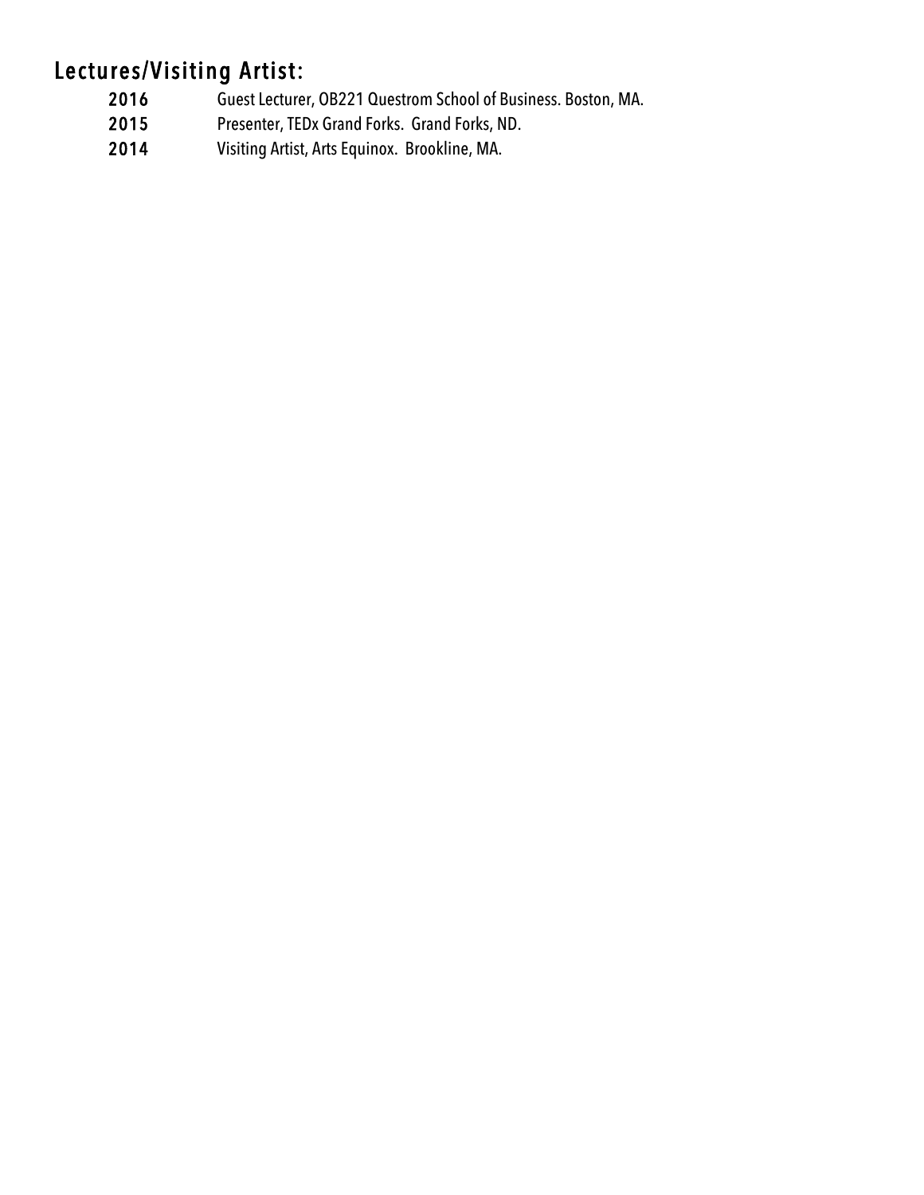## Lectures/Visiting Artist:

**2016** Guest Lecturer, OB221 Questrom School of Business. Boston, MA.

**2015** Presenter, TEDx Grand Forks. Grand Forks, ND.

**2014** Visiting Artist, Arts Equinox. Brookline, MA.